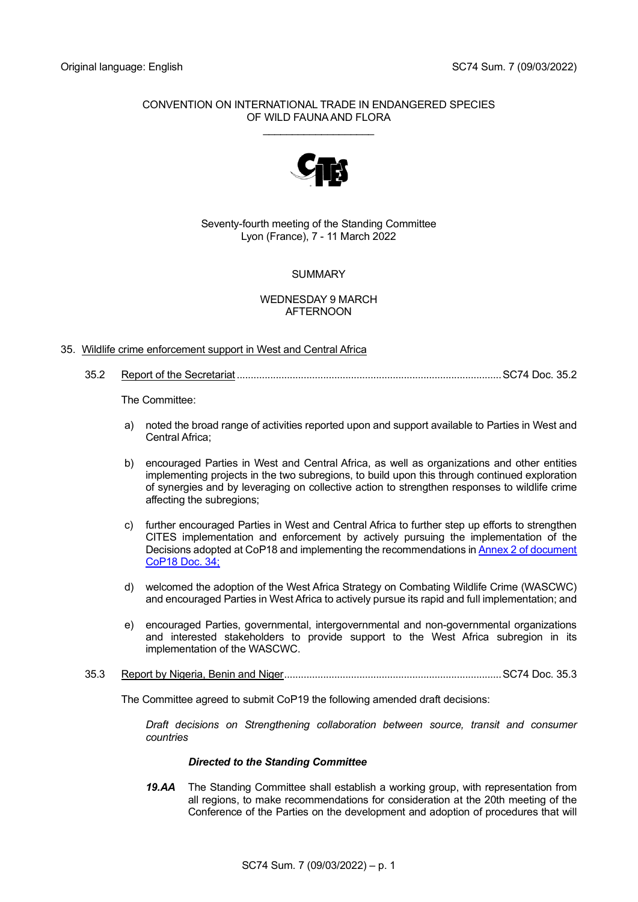Original language: English

CONVENTION ON INTERNATIONAL TRADE IN ENDANGERED SPECIES OF WILD FAUNA AND FLORA

____________________

Seventy-fourth meeting of the Standing Committee
Lyon (France), 7 - 11 March 2022

# SUMMARY

## WEDNESDAY 9 MARCH AFTERNOON

35. Wildlife crime enforcement support in West and Central Africa

35.2 Report of the Secretariat ............................................................................................ SC74 Doc. 35.2

The Committee:

a) noted the broad range of activities reported upon and support available to Parties in West and Central Africa;

b) encouraged Parties in West and Central Africa, as well as organizations and other entities implementing projects in the two subregions, to build upon this through continued exploration of synergies and by leveraging on collective action to strengthen responses to wildlife crime affecting the subregions;

c) further encouraged Parties in West and Central Africa to further step up efforts to strengthen CITES implementation and enforcement by actively pursuing the implementation of the Decisions adopted at CoP18 and implementing the recommendations in Annex 2 of document CoP18 Doc. 34;

d) welcomed the adoption of the West Africa Strategy on Combating Wildlife Crime (WASCWC) and encouraged Parties in West Africa to actively pursue its rapid and full implementation; and

e) encouraged Parties, governmental, intergovernmental and non-governmental organizations and interested stakeholders to provide support to the West Africa subregion in its implementation of the WASCWC.

35.3 Report by Nigeria, Benin and Niger ............................................................................ SC74 Doc. 35.3

The Committee agreed to submit CoP19 the following amended draft decisions:

*Draft decisions on Strengthening collaboration between source, transit and consumer countries*

***Directed to the Standing Committee***

***19.AA*** The Standing Committee shall establish a working group, with representation from all regions, to make recommendations for consideration at the 20th meeting of the Conference of the Parties on the development and adoption of procedures that will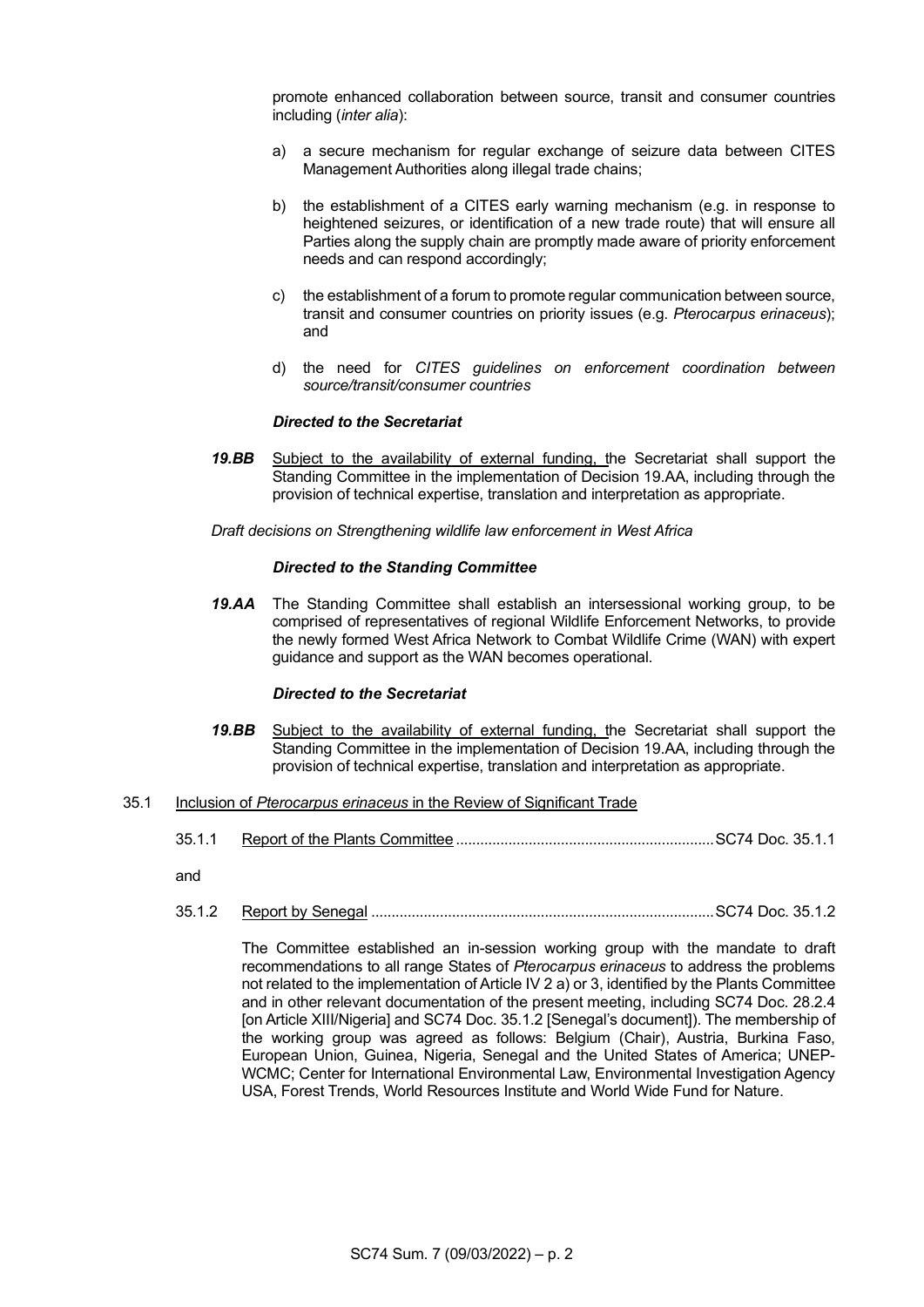promote enhanced collaboration between source, transit and consumer countries including (*inter alia*):

a) a secure mechanism for regular exchange of seizure data between CITES Management Authorities along illegal trade chains;

b) the establishment of a CITES early warning mechanism (e.g. in response to heightened seizures, or identification of a new trade route) that will ensure all Parties along the supply chain are promptly made aware of priority enforcement needs and can respond accordingly;

c) the establishment of a forum to promote regular communication between source, transit and consumer countries on priority issues (e.g. *Pterocarpus erinaceus*); and

d) the need for *CITES guidelines on enforcement coordination between source/transit/consumer countries*

***Directed to the Secretariat***

***19.BB*** Subject to the availability of external funding, the Secretariat shall support the Standing Committee in the implementation of Decision 19.AA, including through the provision of technical expertise, translation and interpretation as appropriate.

*Draft decisions on Strengthening wildlife law enforcement in West Africa*

***Directed to the Standing Committee***

***19.AA*** The Standing Committee shall establish an intersessional working group, to be comprised of representatives of regional Wildlife Enforcement Networks, to provide the newly formed West Africa Network to Combat Wildlife Crime (WAN) with expert guidance and support as the WAN becomes operational.

***Directed to the Secretariat***

***19.BB*** Subject to the availability of external funding, the Secretariat shall support the Standing Committee in the implementation of Decision 19.AA, including through the provision of technical expertise, translation and interpretation as appropriate.

35.1 Inclusion of *Pterocarpus erinaceus* in the Review of Significant Trade

35.1.1 Report of the Plants Committee ............................................................... SC74 Doc. 35.1.1

and

35.1.2 Report by Senegal ..................................................................................... SC74 Doc. 35.1.2

The Committee established an in-session working group with the mandate to draft recommendations to all range States of *Pterocarpus erinaceus* to address the problems not related to the implementation of Article IV 2 a) or 3, identified by the Plants Committee and in other relevant documentation of the present meeting, including SC74 Doc. 28.2.4 [on Article XIII/Nigeria] and SC74 Doc. 35.1.2 [Senegal's document]). The membership of the working group was agreed as follows: Belgium (Chair), Austria, Burkina Faso, European Union, Guinea, Nigeria, Senegal and the United States of America; UNEP-WCMC; Center for International Environmental Law, Environmental Investigation Agency USA, Forest Trends, World Resources Institute and World Wide Fund for Nature.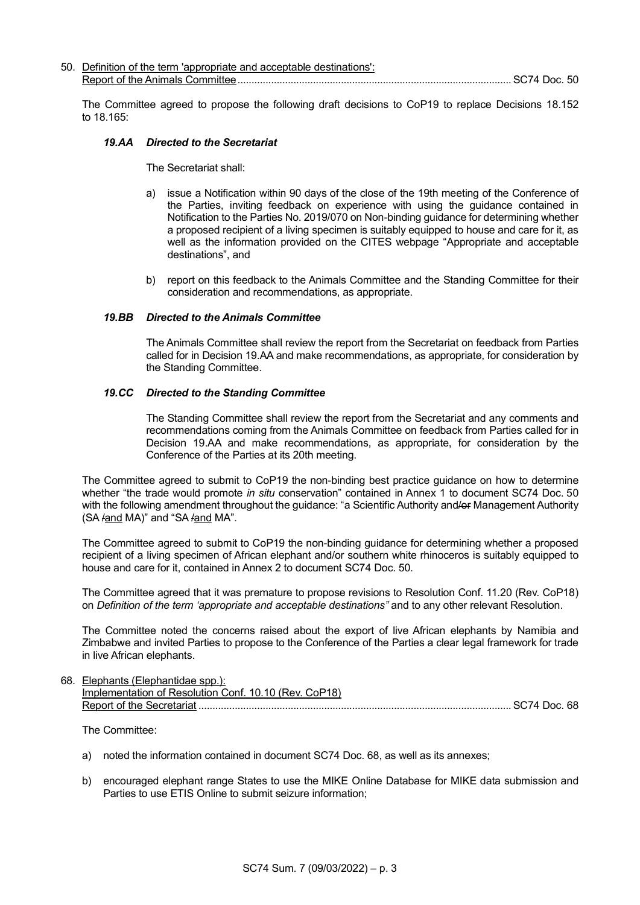50. Definition of the term 'appropriate and acceptable destinations': Report of the Animals Committee ........................................................................................... SC74 Doc. 50

The Committee agreed to propose the following draft decisions to CoP19 to replace Decisions 18.152 to 18.165:

***19.AA Directed to the Secretariat***

The Secretariat shall:

a) issue a Notification within 90 days of the close of the 19th meeting of the Conference of the Parties, inviting feedback on experience with using the guidance contained in Notification to the Parties No. 2019/070 on Non-binding guidance for determining whether a proposed recipient of a living specimen is suitably equipped to house and care for it, as well as the information provided on the CITES webpage "Appropriate and acceptable destinations", and

b) report on this feedback to the Animals Committee and the Standing Committee for their consideration and recommendations, as appropriate.

***19.BB Directed to the Animals Committee***

The Animals Committee shall review the report from the Secretariat on feedback from Parties called for in Decision 19.AA and make recommendations, as appropriate, for consideration by the Standing Committee.

***19.CC Directed to the Standing Committee***

The Standing Committee shall review the report from the Secretariat and any comments and recommendations coming from the Animals Committee on feedback from Parties called for in Decision 19.AA and make recommendations, as appropriate, for consideration by the Conference of the Parties at its 20th meeting.

The Committee agreed to submit to CoP19 the non-binding best practice guidance on how to determine whether "the trade would promote *in situ* conservation" contained in Annex 1 to document SC74 Doc. 50 with the following amendment throughout the guidance: "a Scientific Authority and~~/or~~ Management Authority (SA ~~/~~and MA)" and "SA ~~/~~and MA".

The Committee agreed to submit to CoP19 the non-binding guidance for determining whether a proposed recipient of a living specimen of African elephant and/or southern white rhinoceros is suitably equipped to house and care for it, contained in Annex 2 to document SC74 Doc. 50.

The Committee agreed that it was premature to propose revisions to Resolution Conf. 11.20 (Rev. CoP18) on *Definition of the term 'appropriate and acceptable destinations"* and to any other relevant Resolution.

The Committee noted the concerns raised about the export of live African elephants by Namibia and Zimbabwe and invited Parties to propose to the Conference of the Parties a clear legal framework for trade in live African elephants.

68. Elephants (Elephantidae spp.): Implementation of Resolution Conf. 10.10 (Rev. CoP18) Report of the Secretariat ........................................................................................... SC74 Doc. 68

The Committee:

a) noted the information contained in document SC74 Doc. 68, as well as its annexes;

b) encouraged elephant range States to use the MIKE Online Database for MIKE data submission and Parties to use ETIS Online to submit seizure information;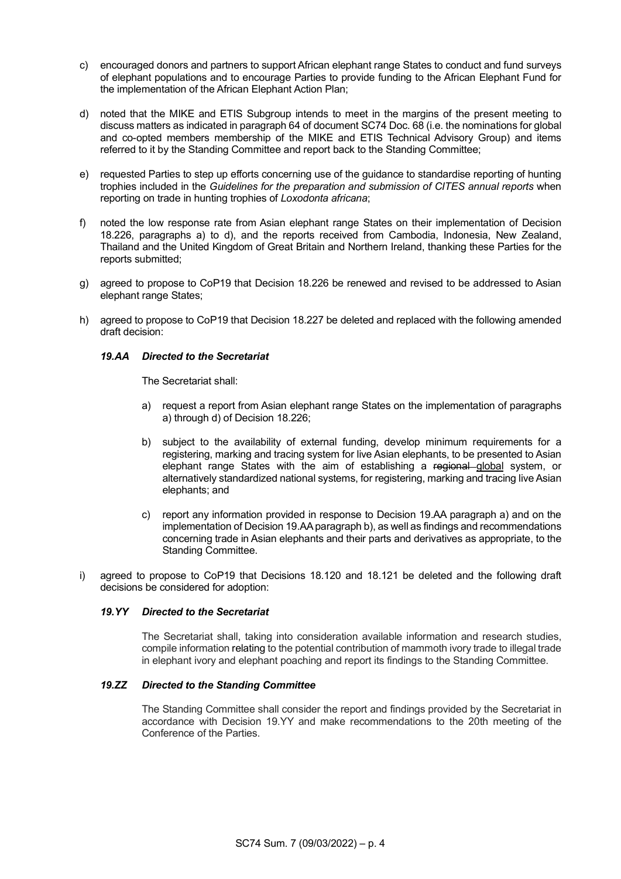c) encouraged donors and partners to support African elephant range States to conduct and fund surveys of elephant populations and to encourage Parties to provide funding to the African Elephant Fund for the implementation of the African Elephant Action Plan;

d) noted that the MIKE and ETIS Subgroup intends to meet in the margins of the present meeting to discuss matters as indicated in paragraph 64 of document SC74 Doc. 68 (i.e. the nominations for global and co-opted members membership of the MIKE and ETIS Technical Advisory Group) and items referred to it by the Standing Committee and report back to the Standing Committee;

e) requested Parties to step up efforts concerning use of the guidance to standardise reporting of hunting trophies included in the *Guidelines for the preparation and submission of CITES annual reports* when reporting on trade in hunting trophies of *Loxodonta africana*;

f) noted the low response rate from Asian elephant range States on their implementation of Decision 18.226, paragraphs a) to d), and the reports received from Cambodia, Indonesia, New Zealand, Thailand and the United Kingdom of Great Britain and Northern Ireland, thanking these Parties for the reports submitted;

g) agreed to propose to CoP19 that Decision 18.226 be renewed and revised to be addressed to Asian elephant range States;

h) agreed to propose to CoP19 that Decision 18.227 be deleted and replaced with the following amended draft decision:

***19.AA Directed to the Secretariat***

The Secretariat shall:

a) request a report from Asian elephant range States on the implementation of paragraphs a) through d) of Decision 18.226;

b) subject to the availability of external funding, develop minimum requirements for a registering, marking and tracing system for live Asian elephants, to be presented to Asian elephant range States with the aim of establishing a ~~regional~~ <u>global</u> system, or alternatively standardized national systems, for registering, marking and tracing live Asian elephants; and

c) report any information provided in response to Decision 19.AA paragraph a) and on the implementation of Decision 19.AA paragraph b), as well as findings and recommendations concerning trade in Asian elephants and their parts and derivatives as appropriate, to the Standing Committee.

i) agreed to propose to CoP19 that Decisions 18.120 and 18.121 be deleted and the following draft decisions be considered for adoption:

***19.YY Directed to the Secretariat***

The Secretariat shall, taking into consideration available information and research studies, compile information relating to the potential contribution of mammoth ivory trade to illegal trade in elephant ivory and elephant poaching and report its findings to the Standing Committee.

***19.ZZ Directed to the Standing Committee***

The Standing Committee shall consider the report and findings provided by the Secretariat in accordance with Decision 19.YY and make recommendations to the 20th meeting of the Conference of the Parties.